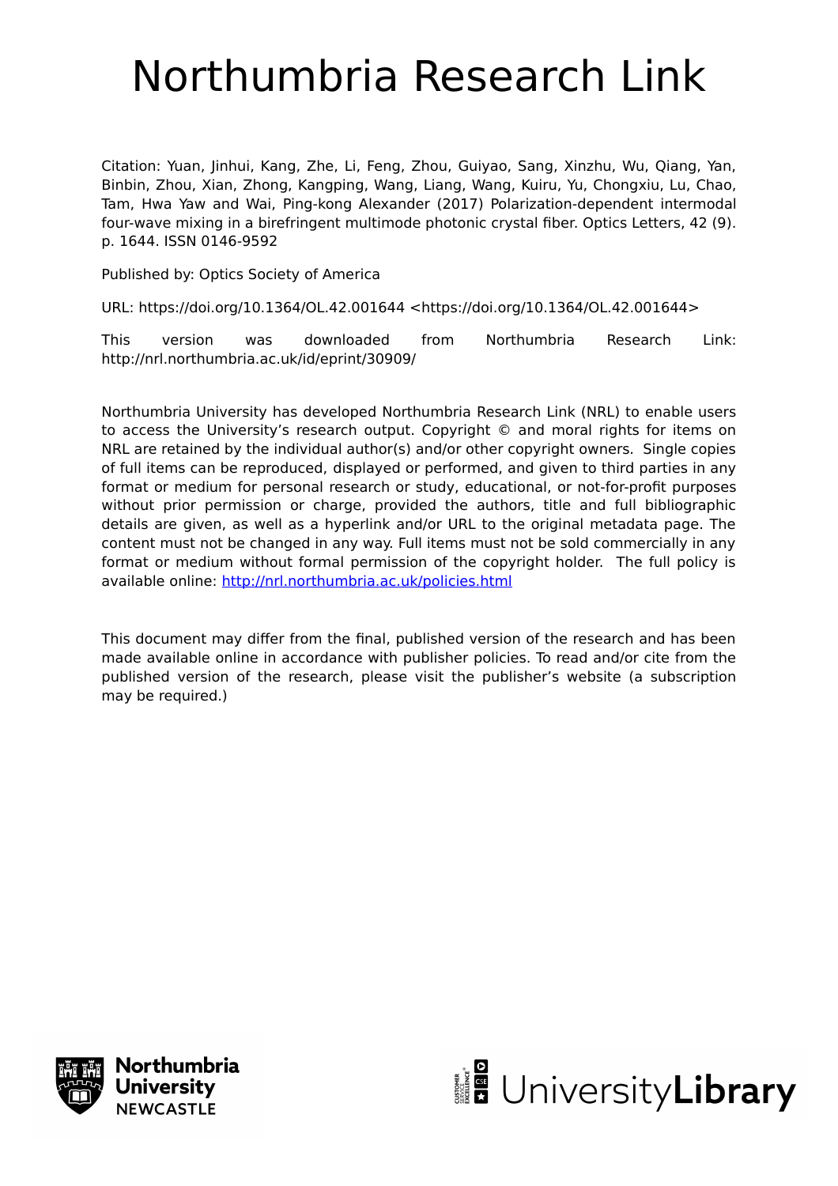# Northumbria Research Link

Citation: Yuan, Jinhui, Kang, Zhe, Li, Feng, Zhou, Guiyao, Sang, Xinzhu, Wu, Qiang, Yan, Binbin, Zhou, Xian, Zhong, Kangping, Wang, Liang, Wang, Kuiru, Yu, Chongxiu, Lu, Chao, Tam, Hwa Yaw and Wai, Ping-kong Alexander (2017) Polarization-dependent intermodal four-wave mixing in a birefringent multimode photonic crystal fiber. Optics Letters, 42 (9). p. 1644. ISSN 0146-9592

Published by: Optics Society of America

URL: https://doi.org/10.1364/OL.42.001644 <https://doi.org/10.1364/OL.42.001644>

This version was downloaded from Northumbria Research Link: http://nrl.northumbria.ac.uk/id/eprint/30909/

Northumbria University has developed Northumbria Research Link (NRL) to enable users to access the University's research output. Copyright © and moral rights for items on NRL are retained by the individual author(s) and/or other copyright owners. Single copies of full items can be reproduced, displayed or performed, and given to third parties in any format or medium for personal research or study, educational, or not-for-profit purposes without prior permission or charge, provided the authors, title and full bibliographic details are given, as well as a hyperlink and/or URL to the original metadata page. The content must not be changed in any way. Full items must not be sold commercially in any format or medium without formal permission of the copyright holder. The full policy is available online: http://nrl.northumbria.ac.uk/policies.html

This document may differ from the final, published version of the research and has been made available online in accordance with publisher policies. To read and/or cite from the published version of the research, please visit the publisher's website (a subscription may be required.)

Northumbria University NEWCASTLE

UniversityLibrary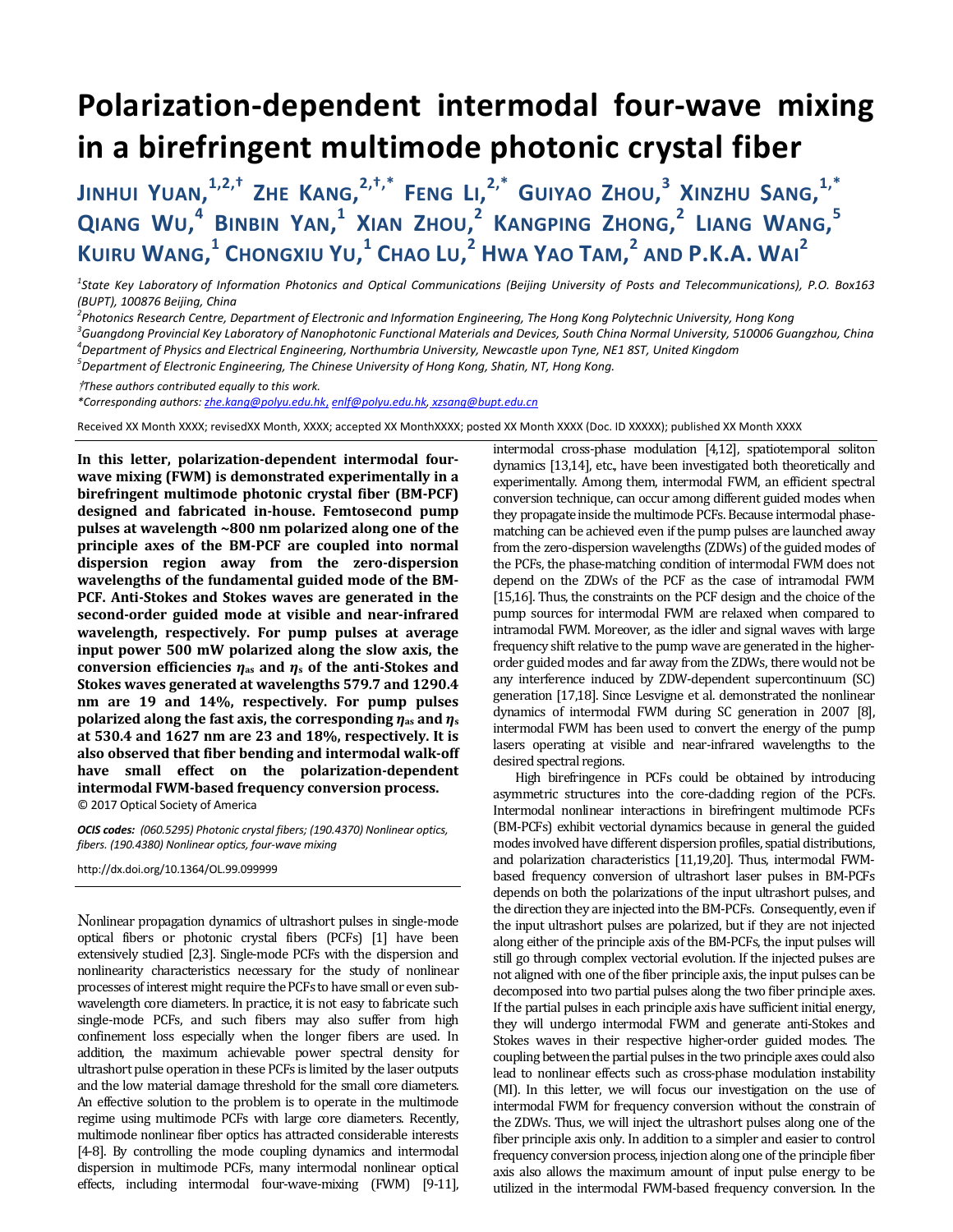# Polarization-dependent intermodal four-wave mixing in a birefringent multimode photonic crystal fiber

**JINHUI YUAN,[1,2,†] ZHE KANG,[2,†,*] FENG LI,[2,*] GUIYAO ZHOU,[3] XINZHU SANG,[1,*] QIANG WU,[4] BINBIN YAN,[1] XIAN ZHOU,[2] KANGPING ZHONG,[2] LIANG WANG,[5] KUIRU WANG,[1] CHONGXIU YU,[1] CHAO LU,[2] HWA YAO TAM,[2] AND P.K.A. WAI[2]**

*[1]State Key Laboratory of Information Photonics and Optical Communications (Beijing University of Posts and Telecommunications), P.O. Box163 (BUPT), 100876 Beijing, China*

*[2]Photonics Research Centre, Department of Electronic and Information Engineering, The Hong Kong Polytechnic University, Hong Kong*

*[3]Guangdong Provincial Key Laboratory of Nanophotonic Functional Materials and Devices, South China Normal University, 510006 Guangzhou, China*

*[4]Department of Physics and Electrical Engineering, Northumbria University, Newcastle upon Tyne, NE1 8ST, United Kingdom*

*[5]Department of Electronic Engineering, The Chinese University of Hong Kong, Shatin, NT, Hong Kong.*

*†These authors contributed equally to this work.*

*\*Corresponding authors: zhe.kang@polyu.edu.hk, enlf@polyu.edu.hk, xzsang@bupt.edu.cn*

Received XX Month XXXX; revisedXX Month, XXXX; accepted XX MonthXXXX; posted XX Month XXXX (Doc. ID XXXXX); published XX Month XXXX

**In this letter, polarization-dependent intermodal four-wave mixing (FWM) is demonstrated experimentally in a birefringent multimode photonic crystal fiber (BM-PCF) designed and fabricated in-house. Femtosecond pump pulses at wavelength ~800 nm polarized along one of the principle axes of the BM-PCF are coupled into normal dispersion region away from the zero-dispersion wavelengths of the fundamental guided mode of the BM-PCF. Anti-Stokes and Stokes waves are generated in the second-order guided mode at visible and near-infrared wavelength, respectively. For pump pulses at average input power 500 mW polarized along the slow axis, the conversion efficiencies $\eta_{as}$ and $\eta_s$ of the anti-Stokes and Stokes waves generated at wavelengths 579.7 and 1290.4 nm are 19 and 14%, respectively. For pump pulses polarized along the fast axis, the corresponding $\eta_{as}$ and $\eta_s$ at 530.4 and 1627 nm are 23 and 18%, respectively. It is also observed that fiber bending and intermodal walk-off have small effect on the polarization-dependent intermodal FWM-based frequency conversion process.**
© 2017 Optical Society of America

***OCIS codes:*** *(060.5295) Photonic crystal fibers; (190.4370) Nonlinear optics, fibers. (190.4380) Nonlinear optics, four-wave mixing*

http://dx.doi.org/10.1364/OL.99.099999

Nonlinear propagation dynamics of ultrashort pulses in single-mode optical fibers or photonic crystal fibers (PCFs) [1] have been extensively studied [2,3]. Single-mode PCFs with the dispersion and nonlinearity characteristics necessary for the study of nonlinear processes of interest might require the PCFs to have small or even sub-wavelength core diameters. In practice, it is not easy to fabricate such single-mode PCFs, and such fibers may also suffer from high confinement loss especially when the longer fibers are used. In addition, the maximum achievable power spectral density for ultrashort pulse operation in these PCFs is limited by the laser outputs and the low material damage threshold for the small core diameters. An effective solution to the problem is to operate in the multimode regime using multimode PCFs with large core diameters. Recently, multimode nonlinear fiber optics has attracted considerable interests [4-8]. By controlling the mode coupling dynamics and intermodal dispersion in multimode PCFs, many intermodal nonlinear optical effects, including intermodal four-wave-mixing (FWM) [9-11], intermodal cross-phase modulation [4,12], spatiotemporal soliton dynamics [13,14], etc., have been investigated both theoretically and experimentally. Among them, intermodal FWM, an efficient spectral conversion technique, can occur among different guided modes when they propagate inside the multimode PCFs. Because intermodal phase-matching can be achieved even if the pump pulses are launched away from the zero-dispersion wavelengths (ZDWs) of the guided modes of the PCFs, the phase-matching condition of intermodal FWM does not depend on the ZDWs of the PCF as the case of intramodal FWM [15,16]. Thus, the constraints on the PCF design and the choice of the pump sources for intermodal FWM are relaxed when compared to intramodal FWM. Moreover, as the idler and signal waves with large frequency shift relative to the pump wave are generated in the higher-order guided modes and far away from the ZDWs, there would not be any interference induced by ZDW-dependent supercontinuum (SC) generation [17,18]. Since Lesvigne et al. demonstrated the nonlinear dynamics of intermodal FWM during SC generation in 2007 [8], intermodal FWM has been used to convert the energy of the pump lasers operating at visible and near-infrared wavelengths to the desired spectral regions.

High birefringence in PCFs could be obtained by introducing asymmetric structures into the core-cladding region of the PCFs. Intermodal nonlinear interactions in birefringent multimode PCFs (BM-PCFs) exhibit vectorial dynamics because in general the guided modes involved have different dispersion profiles, spatial distributions, and polarization characteristics [11,19,20]. Thus, intermodal FWM-based frequency conversion of ultrashort laser pulses in BM-PCFs depends on both the polarizations of the input ultrashort pulses, and the direction they are injected into the BM-PCFs. Consequently, even if the input ultrashort pulses are polarized, but if they are not injected along either of the principle axis of the BM-PCFs, the input pulses will still go through complex vectorial evolution. If the injected pulses are not aligned with one of the fiber principle axis, the input pulses can be decomposed into two partial pulses along the two fiber principle axes. If the partial pulses in each principle axis have sufficient initial energy, they will undergo intermodal FWM and generate anti-Stokes and Stokes waves in their respective higher-order guided modes. The coupling between the partial pulses in the two principle axes could also lead to nonlinear effects such as cross-phase modulation instability (MI). In this letter, we will focus our investigation on the use of intermodal FWM for frequency conversion without the constrain of the ZDWs. Thus, we will inject the ultrashort pulses along one of the fiber principle axis only. In addition to a simpler and easier to control frequency conversion process, injection along one of the principle fiber axis also allows the maximum amount of input pulse energy to be utilized in the intermodal FWM-based frequency conversion. In the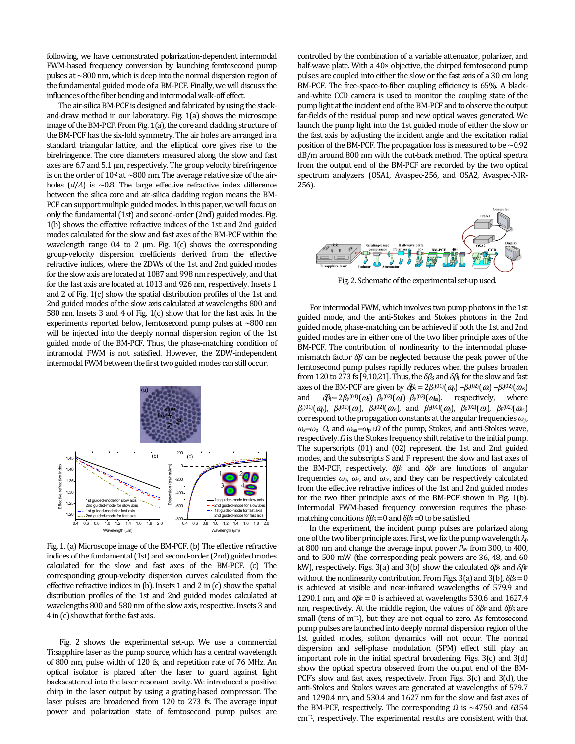following, we have demonstrated polarization-dependent intermodal FWM-based frequency conversion by launching femtosecond pump pulses at ~800 nm, which is deep into the normal dispersion region of the fundamental guided mode of a BM-PCF. Finally, we will discuss the influences of the fiber bending and intermodal walk-off effect.

The air-silica BM-PCF is designed and fabricated by using the stack-and-draw method in our laboratory. Fig. 1(a) shows the microscope image of the BM-PCF. From Fig. 1(a), the core and cladding structure of the BM-PCF has the six-fold symmetry. The air holes are arranged in a standard triangular lattice, and the elliptical core gives rise to the birefringence. The core diameters measured along the slow and fast axes are 6.7 and 5.1 μm, respectively. The group velocity birefringence is on the order of $10^{-2}$ at ~800 nm. The average relative size of the air-holes ($d/\Lambda$) is ~0.8. The large effective refractive index difference between the silica core and air-silica cladding region means the BM-PCF can support multiple guided modes. In this paper, we will focus on only the fundamental (1st) and second-order (2nd) guided modes. Fig. 1(b) shows the effective refractive indices of the 1st and 2nd guided modes calculated for the slow and fast axes of the BM-PCF within the wavelength range 0.4 to 2 μm. Fig. 1(c) shows the corresponding group-velocity dispersion coefficients derived from the effective refractive indices, where the ZDWs of the 1st and 2nd guided modes for the slow axis are located at 1087 and 998 nm respectively, and that for the fast axis are located at 1013 and 926 nm, respectively. Insets 1 and 2 of Fig. 1(c) show the spatial distribution profiles of the 1st and 2nd guided modes of the slow axis calculated at wavelengths 800 and 580 nm. Insets 3 and 4 of Fig. 1(c) show that for the fast axis. In the experiments reported below, femtosecond pump pulses at ~800 nm will be injected into the deeply normal dispersion region of the 1st guided mode of the BM-PCF. Thus, the phase-matching condition of intramodal FWM is not satisfied. However, the ZDW-independent intermodal FWM between the first two guided modes can still occur.

Fig. 1. (a) Microscope image of the BM-PCF. (b) The effective refractive indices of the fundamental (1st) and second-order (2nd) guided modes calculated for the slow and fast axes of the BM-PCF. (c) The corresponding group-velocity dispersion curves calculated from the effective refractive indices in (b). Insets 1 and 2 in (c) show the spatial distribution profiles of the 1st and 2nd guided modes calculated at wavelengths 800 and 580 nm of the slow axis, respective. Insets 3 and 4 in (c) show that for the fast axis.

Fig. 2 shows the experimental set-up. We use a commercial Ti:sapphire laser as the pump source, which has a central wavelength of 800 nm, pulse width of 120 fs, and repetition rate of 76 MHz. An optical isolator is placed after the laser to guard against light backscattered into the laser resonant cavity. We introduced a positive chirp in the laser output by using a grating-based compressor. The laser pulses are broadened from 120 to 273 fs. The average input power and polarization state of femtosecond pump pulses are controlled by the combination of a variable attenuator, polarizer, and half-wave plate. With a 40× objective, the chirped femtosecond pump pulses are coupled into either the slow or the fast axis of a 30 cm long BM-PCF. The free-space-to-fiber coupling efficiency is 65%. A black-and-white CCD camera is used to monitor the coupling state of the pump light at the incident end of the BM-PCF and to observe the output far-fields of the residual pump and new optical waves generated. We launch the pump light into the 1st guided mode of either the slow or the fast axis by adjusting the incident angle and the excitation radial position of the BM-PCF. The propagation loss is measured to be ~0.92 dB/m around 800 nm with the cut-back method. The optical spectra from the output end of the BM-PCF are recorded by the two optical spectrum analyzers (OSA1, Avaspec-256, and OSA2, Avaspec-NIR-256).

Fig. 2. Schematic of the experimental set-up used.

For intermodal FWM, which involves two pump photons in the 1st guided mode, and the anti-Stokes and Stokes photons in the 2nd guided mode, phase-matching can be achieved if both the 1st and 2nd guided modes are in either one of the two fiber principle axes of the BM-PCF. The contribution of nonlinearity to the intermodal phase-mismatch factor $\delta\beta$ can be neglected because the peak power of the femtosecond pump pulses rapidly reduces when the pulses broaden from 120 to 273 fs [9,10,21]. Thus, the $\delta\beta_S$ and $\delta\beta_F$ for the slow and fast axes of the BM-PCF are given by $\delta\beta_S = 2\beta_S^{(01)}(\omega_p) - \beta_S^{(02)}(\omega_s) - \beta_S^{(02)}(\omega_{as})$ and $\delta\beta_F = 2\beta_F^{(01)}(\omega_p) - \beta_F^{(02)}(\omega_s) - \beta_F^{(02)}(\omega_{as})$. respectively, where $\beta_S^{(01)}(\omega_p)$, $\beta_S^{(02)}(\omega_s)$, $\beta_S^{(02)}(\omega_{as})$, and $\beta_F^{(01)}(\omega_p)$, $\beta_F^{(02)}(\omega_s)$, $\beta_F^{(02)}(\omega_{as})$ correspond to the propagation constants at the angular frequencies $\omega_p$, $\omega_s = \omega_p - \Omega$, and $\omega_{as} = \omega_p + \Omega$ of the pump, Stokes, and anti-Stokes wave, respectively. $\Omega$ is the Stokes frequency shift relative to the initial pump. The superscripts (01) and (02) represent the 1st and 2nd guided modes, and the subscripts S and F represent the slow and fast axes of the BM-PCF, respectively. $\delta\beta_S$ and $\delta\beta_F$ are functions of angular frequencies $\omega_p$, $\omega_s$, and $\omega_{as}$, and they can be respectively calculated from the effective refractive indices of the 1st and 2nd guided modes for the two fiber principle axes of the BM-PCF shown in Fig. 1(b). Intermodal FWM-based frequency conversion requires the phase-matching conditions $\delta\beta_S = 0$ and $\delta\beta_F = 0$ to be satisfied.

In the experiment, the incident pump pulses are polarized along one of the two fiber principle axes. First, we fix the pump wavelength $\lambda_p$ at 800 nm and change the average input power $P_{av}$ from 300, to 400, and to 500 mW (the corresponding peak powers are 36, 48, and 60 kW), respectively. Figs. 3(a) and 3(b) show the calculated $\delta\beta_S$ and $\delta\beta_F$ without the nonlinearity contribution. From Figs. 3(a) and 3(b), $\delta\beta_S = 0$ is achieved at visible and near-infrared wavelengths of 579.9 and 1290.1 nm, and $\delta\beta_F = 0$ is achieved at wavelengths 530.6 and 1627.4 nm, respectively. At the middle region, the values of $\delta\beta_F$ and $\delta\beta_S$ are small (tens of $m^{-1}$), but they are not equal to zero. As femtosecond pump pulses are launched into deeply normal dispersion region of the 1st guided modes, soliton dynamics will not occur. The normal dispersion and self-phase modulation (SPM) effect still play an important role in the initial spectral broadening. Figs. 3(c) and 3(d) show the optical spectra observed from the output end of the BM-PCF's slow and fast axes, respectively. From Figs. 3(c) and 3(d), the anti-Stokes and Stokes waves are generated at wavelengths of 579.7 and 1290.4 nm, and 530.4 and 1627 nm for the slow and fast axes of the BM-PCF, respectively. The corresponding $\Omega$ is ~4750 and 6354 $cm^{-1}$, respectively. The experimental results are consistent with that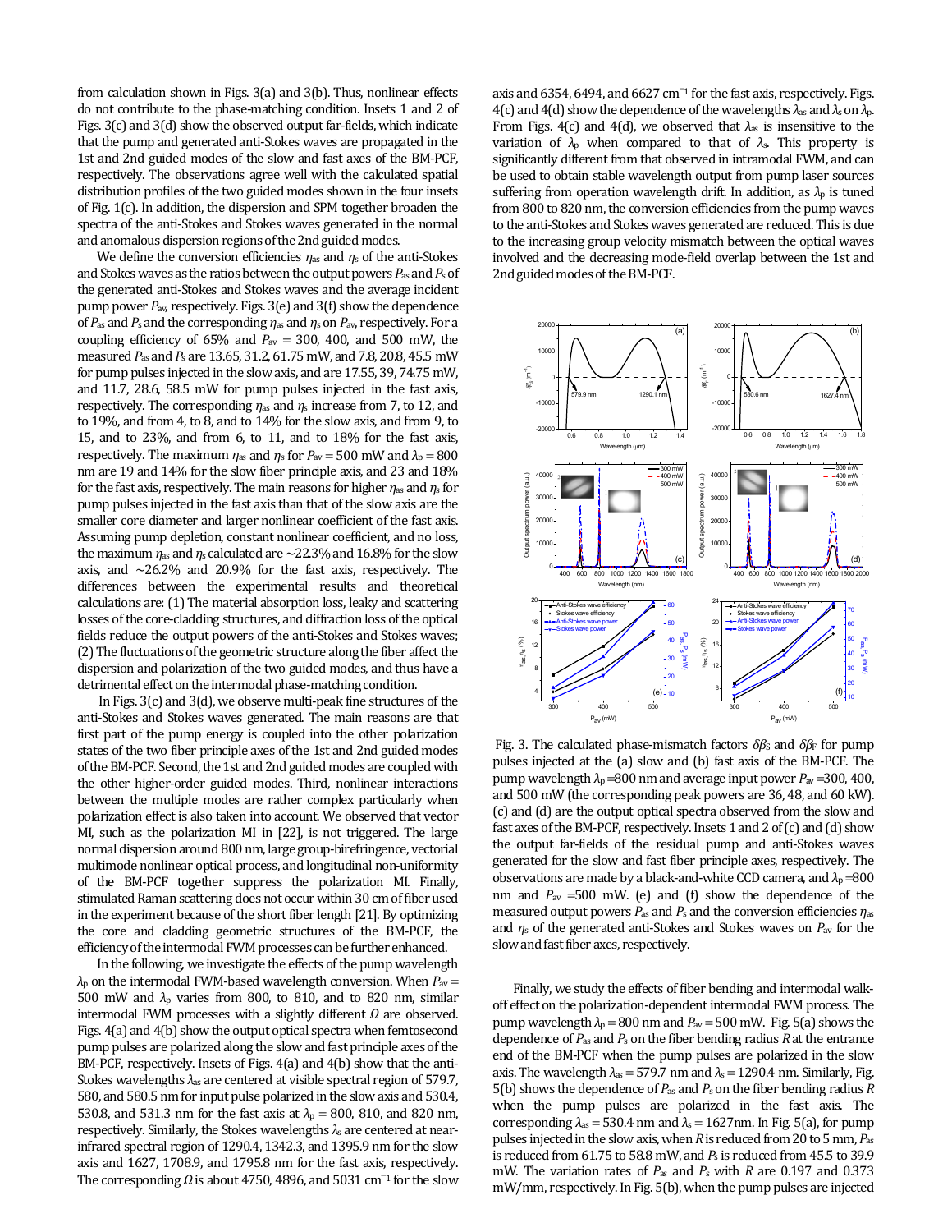from calculation shown in Figs. 3(a) and 3(b). Thus, nonlinear effects do not contribute to the phase-matching condition. Insets 1 and 2 of Figs. 3(c) and 3(d) show the observed output far-fields, which indicate that the pump and generated anti-Stokes waves are propagated in the 1st and 2nd guided modes of the slow and fast axes of the BM-PCF, respectively. The observations agree well with the calculated spatial distribution profiles of the two guided modes shown in the four insets of Fig. 1(c). In addition, the dispersion and SPM together broaden the spectra of the anti-Stokes and Stokes waves generated in the normal and anomalous dispersion regions of the 2nd guided modes.

We define the conversion efficiencies $\eta_{as}$ and $\eta_s$ of the anti-Stokes and Stokes waves as the ratios between the output powers $P_{as}$ and $P_s$ of the generated anti-Stokes and Stokes waves and the average incident pump power $P_{av}$, respectively. Figs. 3(e) and 3(f) show the dependence of $P_{as}$ and $P_s$ and the corresponding $\eta_{as}$ and $\eta_s$ on $P_{av}$, respectively. For a coupling efficiency of 65% and $P_{av}$ = 300, 400, and 500 mW, the measured $P_{as}$ and $P_s$ are 13.65, 31.2, 61.75 mW, and 7.8, 20.8, 45.5 mW for pump pulses injected in the slow axis, and are 17.55, 39, 74.75 mW, and 11.7, 28.6, 58.5 mW for pump pulses injected in the fast axis, respectively. The corresponding $\eta_{as}$ and $\eta_s$ increase from 7, to 12, and to 19%, and from 4, to 8, and to 14% for the slow axis, and from 9, to 15, and to 23%, and from 6, to 11, and to 18% for the fast axis, respectively. The maximum $\eta_{as}$ and $\eta_s$ for $P_{av}$ = 500 mW and $\lambda_p$ = 800 nm are 19 and 14% for the slow fiber principle axis, and 23 and 18% for the fast axis, respectively. The main reasons for higher $\eta_{as}$ and $\eta_s$ for pump pulses injected in the fast axis than that of the slow axis are the smaller core diameter and larger nonlinear coefficient of the fast axis. Assuming pump depletion, constant nonlinear coefficient, and no loss, the maximum $\eta_{as}$ and $\eta_s$ calculated are ~22.3% and 16.8% for the slow axis, and ~26.2% and 20.9% for the fast axis, respectively. The differences between the experimental results and theoretical calculations are: (1) The material absorption loss, leaky and scattering losses of the core-cladding structures, and diffraction loss of the optical fields reduce the output powers of the anti-Stokes and Stokes waves; (2) The fluctuations of the geometric structure along the fiber affect the dispersion and polarization of the two guided modes, and thus have a detrimental effect on the intermodal phase-matching condition.

In Figs. 3(c) and 3(d), we observe multi-peak fine structures of the anti-Stokes and Stokes waves generated. The main reasons are that first part of the pump energy is coupled into the other polarization states of the two fiber principle axes of the 1st and 2nd guided modes of the BM-PCF. Second, the 1st and 2nd guided modes are coupled with the other higher-order guided modes. Third, nonlinear interactions between the multiple modes are rather complex particularly when polarization effect is also taken into account. We observed that vector MI, such as the polarization MI in [22], is not triggered. The large normal dispersion around 800 nm, large group-birefringence, vectorial multimode nonlinear optical process, and longitudinal non-uniformity of the BM-PCF together suppress the polarization MI. Finally, stimulated Raman scattering does not occur within 30 cm of fiber used in the experiment because of the short fiber length [21]. By optimizing the core and cladding geometric structures of the BM-PCF, the efficiency of the intermodal FWM processes can be further enhanced.

In the following, we investigate the effects of the pump wavelength $\lambda_p$ on the intermodal FWM-based wavelength conversion. When $P_{av}$ = 500 mW and $\lambda_p$ varies from 800, to 810, and to 820 nm, similar intermodal FWM processes with a slightly different $\Omega$ are observed. Figs. 4(a) and 4(b) show the output optical spectra when femtosecond pump pulses are polarized along the slow and fast principle axes of the BM-PCF, respectively. Insets of Figs. 4(a) and 4(b) show that the anti-Stokes wavelengths $\lambda_{as}$ are centered at visible spectral region of 579.7, 580, and 580.5 nm for input pulse polarized in the slow axis and 530.4, 530.8, and 531.3 nm for the fast axis at $\lambda_p$ = 800, 810, and 820 nm, respectively. Similarly, the Stokes wavelengths $\lambda_s$ are centered at near-infrared spectral region of 1290.4, 1342.3, and 1395.9 nm for the slow axis and 1627, 1708.9, and 1795.8 nm for the fast axis, respectively. The corresponding $\Omega$ is about 4750, 4896, and 5031 cm$^{-1}$ for the slow axis and 6354, 6494, and 6627 cm$^{-1}$ for the fast axis, respectively. Figs. 4(c) and 4(d) show the dependence of the wavelengths $\lambda_{as}$ and $\lambda_s$ on $\lambda_p$. From Figs. 4(c) and 4(d), we observed that $\lambda_{as}$ is insensitive to the variation of $\lambda_p$ when compared to that of $\lambda_s$. This property is significantly different from that observed in intramodal FWM, and can be used to obtain stable wavelength output from pump laser sources suffering from operation wavelength drift. In addition, as $\lambda_p$ is tuned from 800 to 820 nm, the conversion efficiencies from the pump waves to the anti-Stokes and Stokes waves generated are reduced. This is due to the increasing group velocity mismatch between the optical waves involved and the decreasing mode-field overlap between the 1st and 2nd guided modes of the BM-PCF.

Fig. 3. The calculated phase-mismatch factors $\delta\beta_S$ and $\delta\beta_F$ for pump pulses injected at the (a) slow and (b) fast axis of the BM-PCF. The pump wavelength $\lambda_p$ =800 nm and average input power $P_{av}$ =300, 400, and 500 mW (the corresponding peak powers are 36, 48, and 60 kW). (c) and (d) are the output optical spectra observed from the slow and fast axes of the BM-PCF, respectively. Insets 1 and 2 of (c) and (d) show the output far-fields of the residual pump and anti-Stokes waves generated for the slow and fast fiber principle axes, respectively. The observations are made by a black-and-white CCD camera, and $\lambda_p$ =800 nm and $P_{av}$ =500 mW. (e) and (f) show the dependence of the measured output powers $P_{as}$ and $P_s$ and the conversion efficiencies $\eta_{as}$ and $\eta_s$ of the generated anti-Stokes and Stokes waves on $P_{av}$ for the slow and fast fiber axes, respectively.

Finally, we study the effects of fiber bending and intermodal walk-off effect on the polarization-dependent intermodal FWM process. The pump wavelength $\lambda_p$ = 800 nm and $P_{av}$ = 500 mW. Fig. 5(a) shows the dependence of $P_{as}$ and $P_s$ on the fiber bending radius $R$ at the entrance end of the BM-PCF when the pump pulses are polarized in the slow axis. The wavelength $\lambda_{as}$ = 579.7 nm and $\lambda_s$ = 1290.4 nm. Similarly, Fig. 5(b) shows the dependence of $P_{as}$ and $P_s$ on the fiber bending radius $R$ when the pump pulses are polarized in the fast axis. The corresponding $\lambda_{as}$ = 530.4 nm and $\lambda_s$ = 1627nm. In Fig. 5(a), for pump pulses injected in the slow axis, when $R$ is reduced from 20 to 5 mm, $P_{as}$ is reduced from 61.75 to 58.8 mW, and $P_s$ is reduced from 45.5 to 39.9 mW. The variation rates of $P_{as}$ and $P_s$ with $R$ are 0.197 and 0.373 mW/mm, respectively. In Fig. 5(b), when the pump pulses are injected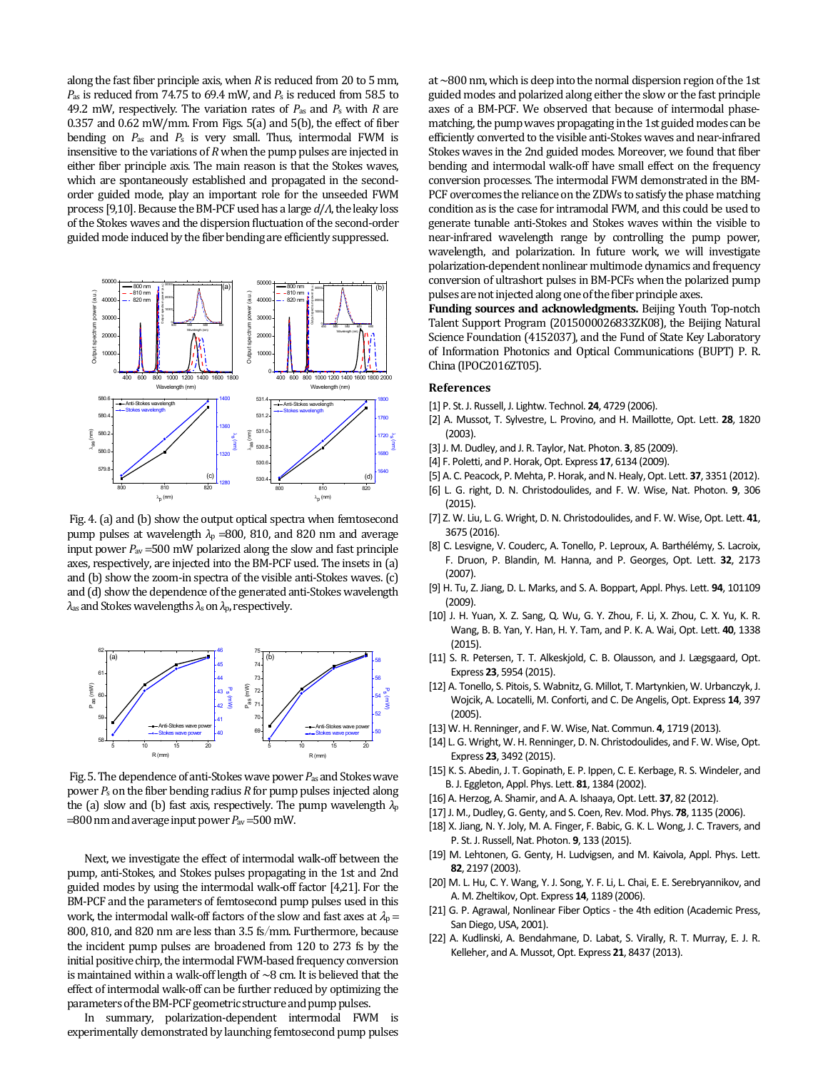along the fast fiber principle axis, when $R$ is reduced from 20 to 5 mm, $P_{as}$ is reduced from 74.75 to 69.4 mW, and $P_s$ is reduced from 58.5 to 49.2 mW, respectively. The variation rates of $P_{as}$ and $P_s$ with $R$ are 0.357 and 0.62 mW/mm. From Figs. 5(a) and 5(b), the effect of fiber bending on $P_{as}$ and $P_s$ is very small. Thus, intermodal FWM is insensitive to the variations of $R$ when the pump pulses are injected in either fiber principle axis. The main reason is that the Stokes waves, which are spontaneously established and propagated in the second-order guided mode, play an important role for the unseeded FWM process [9,10]. Because the BM-PCF used has a large $d/\Lambda$, the leaky loss of the Stokes waves and the dispersion fluctuation of the second-order guided mode induced by the fiber bending are efficiently suppressed.

Fig. 4. (a) and (b) show the output optical spectra when femtosecond pump pulses at wavelength $\lambda_p$ =800, 810, and 820 nm and average input power $P_{av}$ =500 mW polarized along the slow and fast principle axes, respectively, are injected into the BM-PCF used. The insets in (a) and (b) show the zoom-in spectra of the visible anti-Stokes waves. (c) and (d) show the dependence of the generated anti-Stokes wavelength $\lambda_{as}$ and Stokes wavelengths $\lambda_s$ on $\lambda_p$, respectively.

Fig. 5. The dependence of anti-Stokes wave power $P_{as}$ and Stokes wave power $P_s$ on the fiber bending radius $R$ for pump pulses injected along the (a) slow and (b) fast axis, respectively. The pump wavelength $\lambda_p$ =800 nm and average input power $P_{av}$ =500 mW.

Next, we investigate the effect of intermodal walk-off between the pump, anti-Stokes, and Stokes pulses propagating in the 1st and 2nd guided modes by using the intermodal walk-off factor [4,21]. For the BM-PCF and the parameters of femtosecond pump pulses used in this work, the intermodal walk-off factors of the slow and fast axes at $\lambda_p$ = 800, 810, and 820 nm are less than 3.5 fs/mm. Furthermore, because the incident pump pulses are broadened from 120 to 273 fs by the initial positive chirp, the intermodal FWM-based frequency conversion is maintained within a walk-off length of ~8 cm. It is believed that the effect of intermodal walk-off can be further reduced by optimizing the parameters of the BM-PCF geometric structure and pump pulses.

In summary, polarization-dependent intermodal FWM is experimentally demonstrated by launching femtosecond pump pulses at ~800 nm, which is deep into the normal dispersion region of the 1st guided modes and polarized along either the slow or the fast principle axes of a BM-PCF. We observed that because of intermodal phase-matching, the pump waves propagating in the 1st guided modes can be efficiently converted to the visible anti-Stokes waves and near-infrared Stokes waves in the 2nd guided modes. Moreover, we found that fiber bending and intermodal walk-off have small effect on the frequency conversion processes. The intermodal FWM demonstrated in the BM-PCF overcomes the reliance on the ZDWs to satisfy the phase matching condition as is the case for intramodal FWM, and this could be used to generate tunable anti-Stokes and Stokes waves within the visible to near-infrared wavelength range by controlling the pump power, wavelength, and polarization. In future work, we will investigate polarization-dependent nonlinear multimode dynamics and frequency conversion of ultrashort pulses in BM-PCFs when the polarized pump pulses are not injected along one of the fiber principle axes.

**Funding sources and acknowledgments.** Beijing Youth Top-notch Talent Support Program (2015000026833ZK08), the Beijing Natural Science Foundation (4152037), and the Fund of State Key Laboratory of Information Photonics and Optical Communications (BUPT) P. R. China (IPOC2016ZT05).

## References

[1] P. St. J. Russell, J. Lightw. Technol. **24**, 4729 (2006).

[2] A. Mussot, T. Sylvestre, L. Provino, and H. Maillotte, Opt. Lett. **28**, 1820 (2003).

[3] J. M. Dudley, and J. R. Taylor, Nat. Photon. **3**, 85 (2009).

[4] F. Poletti, and P. Horak, Opt. Express **17**, 6134 (2009).

[5] A. C. Peacock, P. Mehta, P. Horak, and N. Healy, Opt. Lett. **37**, 3351 (2012).

[6] L. G. right, D. N. Christodoulides, and F. W. Wise, Nat. Photon. **9**, 306 (2015).

[7] Z. W. Liu, L. G. Wright, D. N. Christodoulides, and F. W. Wise, Opt. Lett. **41**, 3675 (2016).

[8] C. Lesvigne, V. Couderc, A. Tonello, P. Leproux, A. Barthélémy, S. Lacroix, F. Druon, P. Blandin, M. Hanna, and P. Georges, Opt. Lett. **32**, 2173 (2007).

[9] H. Tu, Z. Jiang, D. L. Marks, and S. A. Boppart, Appl. Phys. Lett. **94**, 101109 (2009).

[10] J. H. Yuan, X. Z. Sang, Q. Wu, G. Y. Zhou, F. Li, X. Zhou, C. X. Yu, K. R. Wang, B. B. Yan, Y. Han, H. Y. Tam, and P. K. A. Wai, Opt. Lett. **40**, 1338 (2015).

[11] S. R. Petersen, T. T. Alkeskjold, C. B. Olausson, and J. Lægsgaard, Opt. Express **23**, 5954 (2015).

[12] A. Tonello, S. Pitois, S. Wabnitz, G. Millot, T. Martynkien, W. Urbanczyk, J. Wojcik, A. Locatelli, M. Conforti, and C. De Angelis, Opt. Express **14**, 397 (2005).

[13] W. H. Renninger, and F. W. Wise, Nat. Commun. **4**, 1719 (2013).

[14] L. G. Wright, W. H. Renninger, D. N. Christodoulides, and F. W. Wise, Opt. Express **23**, 3492 (2015).

[15] K. S. Abedin, J. T. Gopinath, E. P. Ippen, C. E. Kerbage, R. S. Windeler, and B. J. Eggleton, Appl. Phys. Lett. **81**, 1384 (2002).

[16] A. Herzog, A. Shamir, and A. A. Ishaaya, Opt. Lett. **37**, 82 (2012).

[17] J. M., Dudley, G. Genty, and S. Coen, Rev. Mod. Phys. **78**, 1135 (2006).

[18] X. Jiang, N. Y. Joly, M. A. Finger, F. Babic, G. K. L. Wong, J. C. Travers, and P. St. J. Russell, Nat. Photon. **9**, 133 (2015).

[19] M. Lehtonen, G. Genty, H. Ludvigsen, and M. Kaivola, Appl. Phys. Lett. **82**, 2197 (2003).

[20] M. L. Hu, C. Y. Wang, Y. J. Song, Y. F. Li, L. Chai, E. E. Serebryannikov, and A. M. Zheltikov, Opt. Express **14**, 1189 (2006).

[21] G. P. Agrawal, Nonlinear Fiber Optics - the 4th edition (Academic Press, San Diego, USA, 2001).

[22] A. Kudlinski, A. Bendahmane, D. Labat, S. Virally, R. T. Murray, E. J. R. Kelleher, and A. Mussot, Opt. Express **21**, 8437 (2013).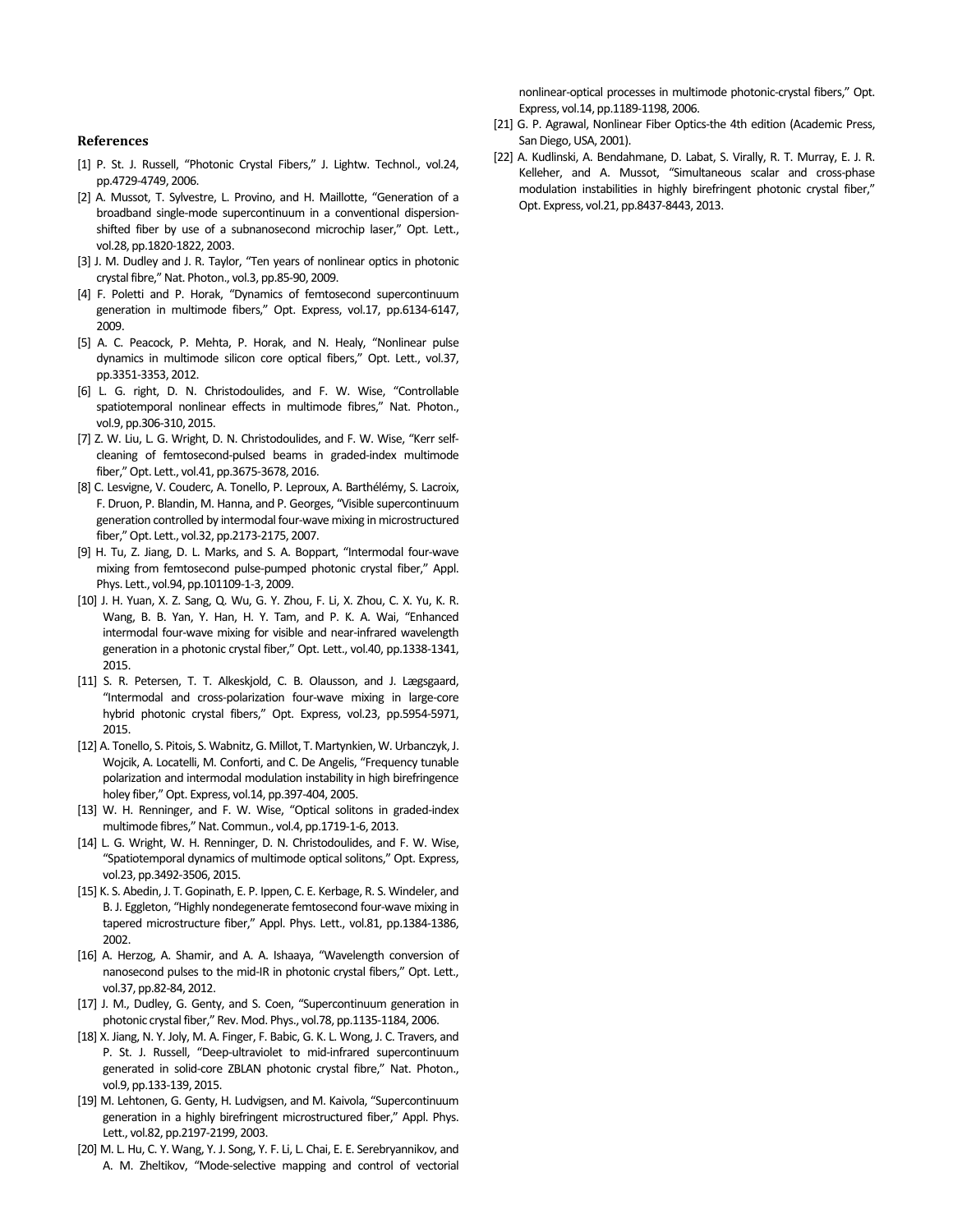## References

[1] P. St. J. Russell, "Photonic Crystal Fibers," J. Lightw. Technol., vol.24, pp.4729-4749, 2006.

[2] A. Mussot, T. Sylvestre, L. Provino, and H. Maillotte, "Generation of a broadband single-mode supercontinuum in a conventional dispersion-shifted fiber by use of a subnanosecond microchip laser," Opt. Lett., vol.28, pp.1820-1822, 2003.

[3] J. M. Dudley and J. R. Taylor, "Ten years of nonlinear optics in photonic crystal fibre," Nat. Photon., vol.3, pp.85-90, 2009.

[4] F. Poletti and P. Horak, "Dynamics of femtosecond supercontinuum generation in multimode fibers," Opt. Express, vol.17, pp.6134-6147, 2009.

[5] A. C. Peacock, P. Mehta, P. Horak, and N. Healy, "Nonlinear pulse dynamics in multimode silicon core optical fibers," Opt. Lett., vol.37, pp.3351-3353, 2012.

[6] L. G. right, D. N. Christodoulides, and F. W. Wise, "Controllable spatiotemporal nonlinear effects in multimode fibres," Nat. Photon., vol.9, pp.306-310, 2015.

[7] Z. W. Liu, L. G. Wright, D. N. Christodoulides, and F. W. Wise, "Kerr self-cleaning of femtosecond-pulsed beams in graded-index multimode fiber," Opt. Lett., vol.41, pp.3675-3678, 2016.

[8] C. Lesvigne, V. Couderc, A. Tonello, P. Leproux, A. Barthélémy, S. Lacroix, F. Druon, P. Blandin, M. Hanna, and P. Georges, "Visible supercontinuum generation controlled by intermodal four-wave mixing in microstructured fiber," Opt. Lett., vol.32, pp.2173-2175, 2007.

[9] H. Tu, Z. Jiang, D. L. Marks, and S. A. Boppart, "Intermodal four-wave mixing from femtosecond pulse-pumped photonic crystal fiber," Appl. Phys. Lett., vol.94, pp.101109-1-3, 2009.

[10] J. H. Yuan, X. Z. Sang, Q. Wu, G. Y. Zhou, F. Li, X. Zhou, C. X. Yu, K. R. Wang, B. B. Yan, Y. Han, H. Y. Tam, and P. K. A. Wai, "Enhanced intermodal four-wave mixing for visible and near-infrared wavelength generation in a photonic crystal fiber," Opt. Lett., vol.40, pp.1338-1341, 2015.

[11] S. R. Petersen, T. T. Alkeskjold, C. B. Olausson, and J. Lægsgaard, "Intermodal and cross-polarization four-wave mixing in large-core hybrid photonic crystal fibers," Opt. Express, vol.23, pp.5954-5971, 2015.

[12] A. Tonello, S. Pitois, S. Wabnitz, G. Millot, T. Martynkien, W. Urbanczyk, J. Wojcik, A. Locatelli, M. Conforti, and C. De Angelis, "Frequency tunable polarization and intermodal modulation instability in high birefringence holey fiber," Opt. Express, vol.14, pp.397-404, 2005.

[13] W. H. Renninger, and F. W. Wise, "Optical solitons in graded-index multimode fibres," Nat. Commun., vol.4, pp.1719-1-6, 2013.

[14] L. G. Wright, W. H. Renninger, D. N. Christodoulides, and F. W. Wise, "Spatiotemporal dynamics of multimode optical solitons," Opt. Express, vol.23, pp.3492-3506, 2015.

[15] K. S. Abedin, J. T. Gopinath, E. P. Ippen, C. E. Kerbage, R. S. Windeler, and B. J. Eggleton, "Highly nondegenerate femtosecond four-wave mixing in tapered microstructure fiber," Appl. Phys. Lett., vol.81, pp.1384-1386, 2002.

[16] A. Herzog, A. Shamir, and A. A. Ishaaya, "Wavelength conversion of nanosecond pulses to the mid-IR in photonic crystal fibers," Opt. Lett., vol.37, pp.82-84, 2012.

[17] J. M., Dudley, G. Genty, and S. Coen, "Supercontinuum generation in photonic crystal fiber," Rev. Mod. Phys., vol.78, pp.1135-1184, 2006.

[18] X. Jiang, N. Y. Joly, M. A. Finger, F. Babic, G. K. L. Wong, J. C. Travers, and P. St. J. Russell, "Deep-ultraviolet to mid-infrared supercontinuum generated in solid-core ZBLAN photonic crystal fibre," Nat. Photon., vol.9, pp.133-139, 2015.

[19] M. Lehtonen, G. Genty, H. Ludvigsen, and M. Kaivola, "Supercontinuum generation in a highly birefringent microstructured fiber," Appl. Phys. Lett., vol.82, pp.2197-2199, 2003.

[20] M. L. Hu, C. Y. Wang, Y. J. Song, Y. F. Li, L. Chai, E. E. Serebryannikov, and A. M. Zheltikov, "Mode-selective mapping and control of vectorial nonlinear-optical processes in multimode photonic-crystal fibers," Opt. Express, vol.14, pp.1189-1198, 2006.

[21] G. P. Agrawal, Nonlinear Fiber Optics-the 4th edition (Academic Press, San Diego, USA, 2001).

[22] A. Kudlinski, A. Bendahmane, D. Labat, S. Virally, R. T. Murray, E. J. R. Kelleher, and A. Mussot, "Simultaneous scalar and cross-phase modulation instabilities in highly birefringent photonic crystal fiber," Opt. Express, vol.21, pp.8437-8443, 2013.